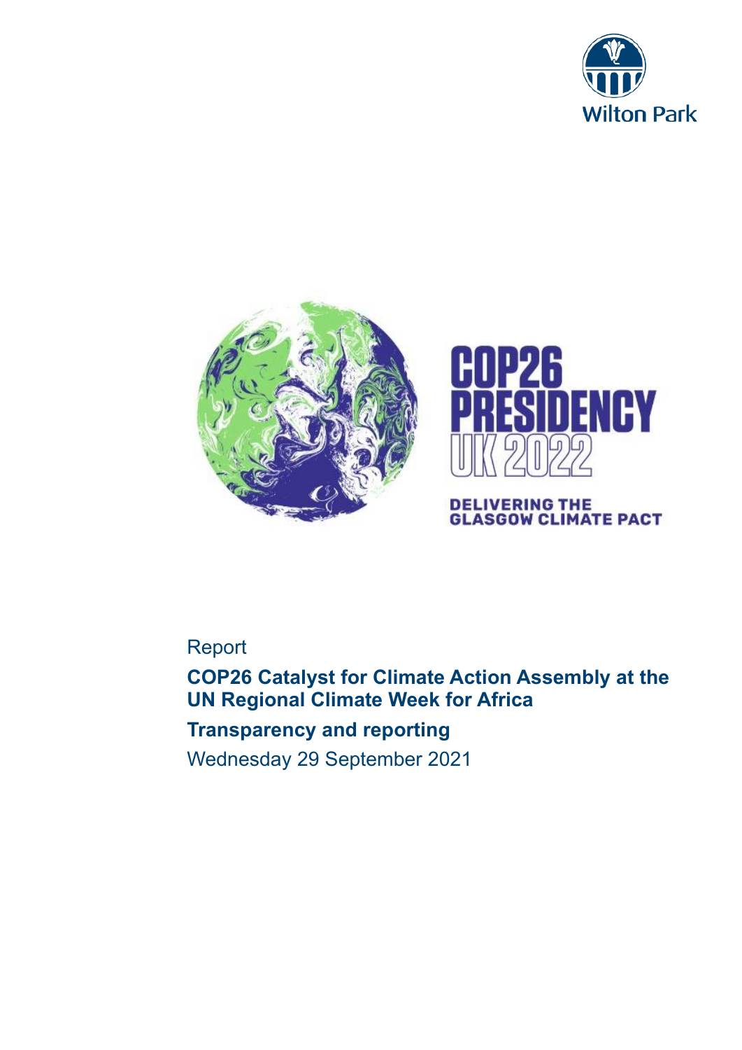Wilton Park

COP26 PRESIDENCY UK 2022

DELIVERING THE GLASGOW CLIMATE PACT

Report

# COP26 Catalyst for Climate Action Assembly at the UN Regional Climate Week for Africa

## Transparency and reporting

Wednesday 29 September 2021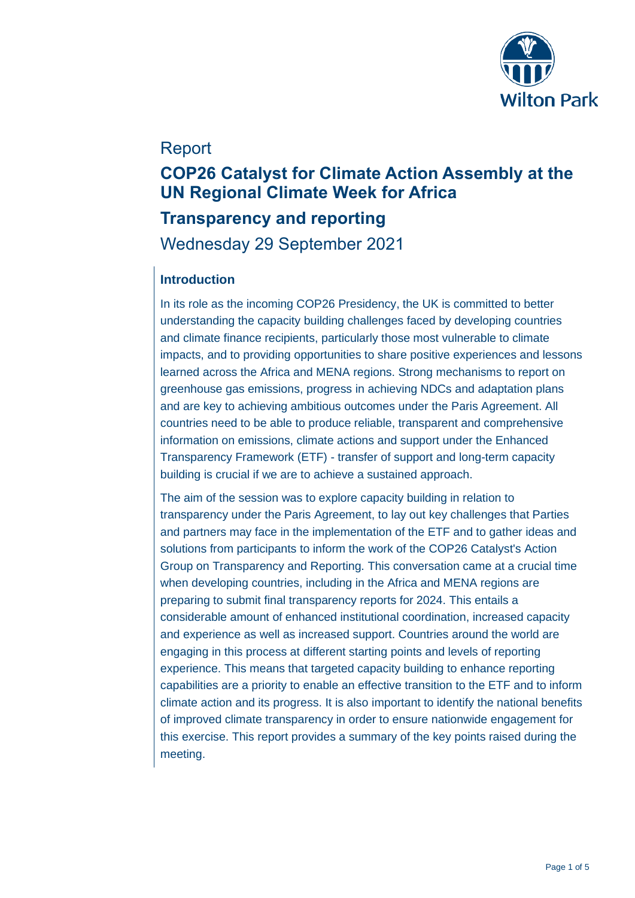Report

# COP26 Catalyst for Climate Action Assembly at the UN Regional Climate Week for Africa

## Transparency and reporting

Wednesday 29 September 2021

### Introduction

In its role as the incoming COP26 Presidency, the UK is committed to better understanding the capacity building challenges faced by developing countries and climate finance recipients, particularly those most vulnerable to climate impacts, and to providing opportunities to share positive experiences and lessons learned across the Africa and MENA regions. Strong mechanisms to report on greenhouse gas emissions, progress in achieving NDCs and adaptation plans and are key to achieving ambitious outcomes under the Paris Agreement. All countries need to be able to produce reliable, transparent and comprehensive information on emissions, climate actions and support under the Enhanced Transparency Framework (ETF) - transfer of support and long-term capacity building is crucial if we are to achieve a sustained approach.

The aim of the session was to explore capacity building in relation to transparency under the Paris Agreement, to lay out key challenges that Parties and partners may face in the implementation of the ETF and to gather ideas and solutions from participants to inform the work of the COP26 Catalyst's Action Group on Transparency and Reporting. This conversation came at a crucial time when developing countries, including in the Africa and MENA regions are preparing to submit final transparency reports for 2024. This entails a considerable amount of enhanced institutional coordination, increased capacity and experience as well as increased support. Countries around the world are engaging in this process at different starting points and levels of reporting experience. This means that targeted capacity building to enhance reporting capabilities are a priority to enable an effective transition to the ETF and to inform climate action and its progress. It is also important to identify the national benefits of improved climate transparency in order to ensure nationwide engagement for this exercise. This report provides a summary of the key points raised during the meeting.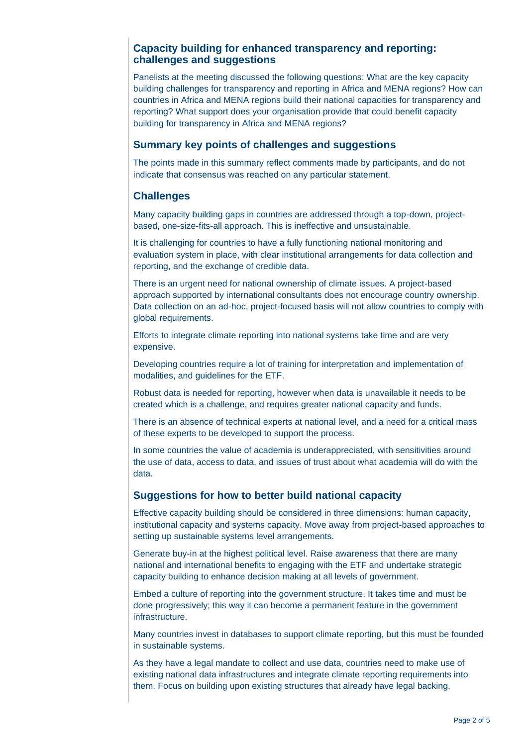## Capacity building for enhanced transparency and reporting: challenges and suggestions

Panelists at the meeting discussed the following questions: What are the key capacity building challenges for transparency and reporting in Africa and MENA regions? How can countries in Africa and MENA regions build their national capacities for transparency and reporting? What support does your organisation provide that could benefit capacity building for transparency in Africa and MENA regions?

### Summary key points of challenges and suggestions

The points made in this summary reflect comments made by participants, and do not indicate that consensus was reached on any particular statement.

### Challenges

Many capacity building gaps in countries are addressed through a top-down, project-based, one-size-fits-all approach. This is ineffective and unsustainable.

It is challenging for countries to have a fully functioning national monitoring and evaluation system in place, with clear institutional arrangements for data collection and reporting, and the exchange of credible data.

There is an urgent need for national ownership of climate issues. A project-based approach supported by international consultants does not encourage country ownership. Data collection on an ad-hoc, project-focused basis will not allow countries to comply with global requirements.

Efforts to integrate climate reporting into national systems take time and are very expensive.

Developing countries require a lot of training for interpretation and implementation of modalities, and guidelines for the ETF.

Robust data is needed for reporting, however when data is unavailable it needs to be created which is a challenge, and requires greater national capacity and funds.

There is an absence of technical experts at national level, and a need for a critical mass of these experts to be developed to support the process.

In some countries the value of academia is underappreciated, with sensitivities around the use of data, access to data, and issues of trust about what academia will do with the data.

### Suggestions for how to better build national capacity

Effective capacity building should be considered in three dimensions: human capacity, institutional capacity and systems capacity. Move away from project-based approaches to setting up sustainable systems level arrangements.

Generate buy-in at the highest political level. Raise awareness that there are many national and international benefits to engaging with the ETF and undertake strategic capacity building to enhance decision making at all levels of government.

Embed a culture of reporting into the government structure. It takes time and must be done progressively; this way it can become a permanent feature in the government infrastructure.

Many countries invest in databases to support climate reporting, but this must be founded in sustainable systems.

As they have a legal mandate to collect and use data, countries need to make use of existing national data infrastructures and integrate climate reporting requirements into them. Focus on building upon existing structures that already have legal backing.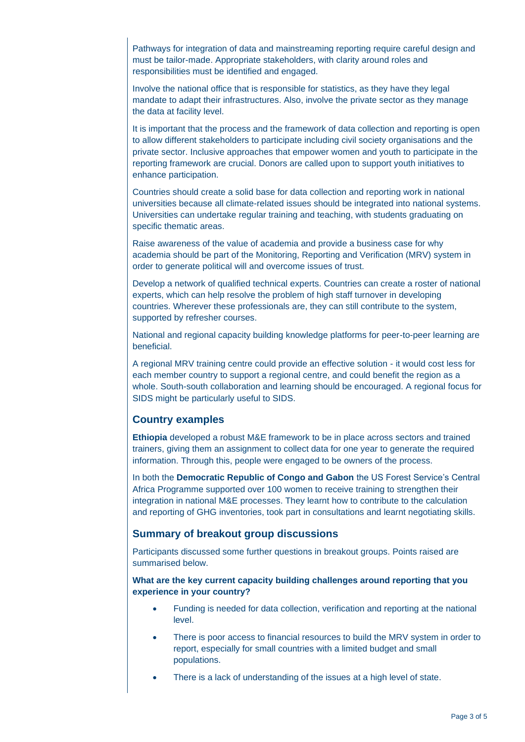Pathways for integration of data and mainstreaming reporting require careful design and must be tailor-made. Appropriate stakeholders, with clarity around roles and responsibilities must be identified and engaged.

Involve the national office that is responsible for statistics, as they have they legal mandate to adapt their infrastructures. Also, involve the private sector as they manage the data at facility level.

It is important that the process and the framework of data collection and reporting is open to allow different stakeholders to participate including civil society organisations and the private sector. Inclusive approaches that empower women and youth to participate in the reporting framework are crucial. Donors are called upon to support youth initiatives to enhance participation.

Countries should create a solid base for data collection and reporting work in national universities because all climate-related issues should be integrated into national systems. Universities can undertake regular training and teaching, with students graduating on specific thematic areas.

Raise awareness of the value of academia and provide a business case for why academia should be part of the Monitoring, Reporting and Verification (MRV) system in order to generate political will and overcome issues of trust.

Develop a network of qualified technical experts. Countries can create a roster of national experts, which can help resolve the problem of high staff turnover in developing countries. Wherever these professionals are, they can still contribute to the system, supported by refresher courses.

National and regional capacity building knowledge platforms for peer-to-peer learning are beneficial.

A regional MRV training centre could provide an effective solution - it would cost less for each member country to support a regional centre, and could benefit the region as a whole. South-south collaboration and learning should be encouraged. A regional focus for SIDS might be particularly useful to SIDS.

## Country examples

**Ethiopia** developed a robust M&E framework to be in place across sectors and trained trainers, giving them an assignment to collect data for one year to generate the required information. Through this, people were engaged to be owners of the process.

In both the **Democratic Republic of Congo and Gabon** the US Forest Service's Central Africa Programme supported over 100 women to receive training to strengthen their integration in national M&E processes. They learnt how to contribute to the calculation and reporting of GHG inventories, took part in consultations and learnt negotiating skills.

## Summary of breakout group discussions

Participants discussed some further questions in breakout groups. Points raised are summarised below.

**What are the key current capacity building challenges around reporting that you experience in your country?**

- Funding is needed for data collection, verification and reporting at the national level.
- There is poor access to financial resources to build the MRV system in order to report, especially for small countries with a limited budget and small populations.
- There is a lack of understanding of the issues at a high level of state.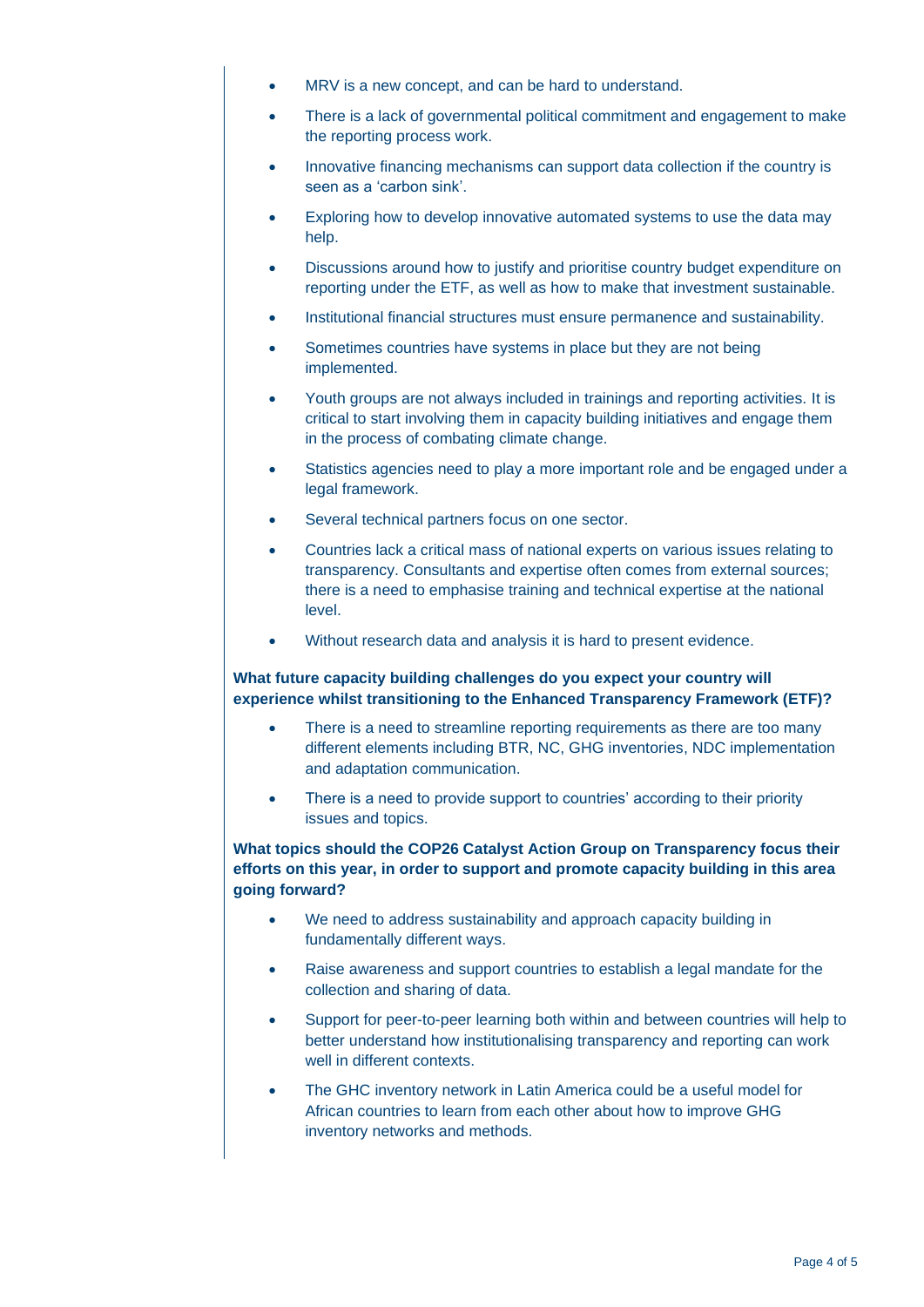- MRV is a new concept, and can be hard to understand.
- There is a lack of governmental political commitment and engagement to make the reporting process work.
- Innovative financing mechanisms can support data collection if the country is seen as a 'carbon sink'.
- Exploring how to develop innovative automated systems to use the data may help.
- Discussions around how to justify and prioritise country budget expenditure on reporting under the ETF, as well as how to make that investment sustainable.
- Institutional financial structures must ensure permanence and sustainability.
- Sometimes countries have systems in place but they are not being implemented.
- Youth groups are not always included in trainings and reporting activities. It is critical to start involving them in capacity building initiatives and engage them in the process of combating climate change.
- Statistics agencies need to play a more important role and be engaged under a legal framework.
- Several technical partners focus on one sector.
- Countries lack a critical mass of national experts on various issues relating to transparency. Consultants and expertise often comes from external sources; there is a need to emphasise training and technical expertise at the national level.
- Without research data and analysis it is hard to present evidence.

**What future capacity building challenges do you expect your country will experience whilst transitioning to the Enhanced Transparency Framework (ETF)?**

- There is a need to streamline reporting requirements as there are too many different elements including BTR, NC, GHG inventories, NDC implementation and adaptation communication.
- There is a need to provide support to countries' according to their priority issues and topics.

**What topics should the COP26 Catalyst Action Group on Transparency focus their efforts on this year, in order to support and promote capacity building in this area going forward?**

- We need to address sustainability and approach capacity building in fundamentally different ways.
- Raise awareness and support countries to establish a legal mandate for the collection and sharing of data.
- Support for peer-to-peer learning both within and between countries will help to better understand how institutionalising transparency and reporting can work well in different contexts.
- The GHC inventory network in Latin America could be a useful model for African countries to learn from each other about how to improve GHG inventory networks and methods.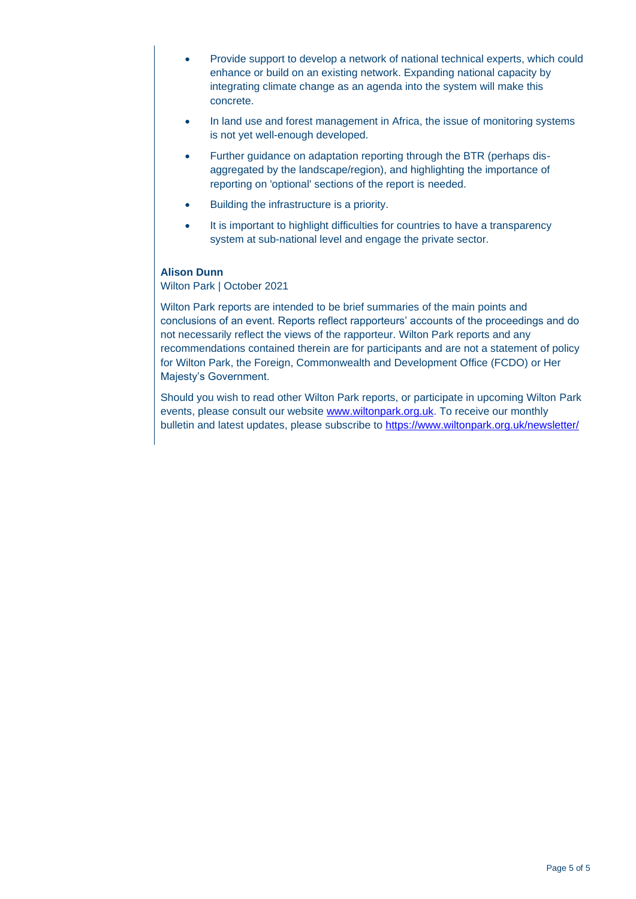- Provide support to develop a network of national technical experts, which could enhance or build on an existing network. Expanding national capacity by integrating climate change as an agenda into the system will make this concrete.
- In land use and forest management in Africa, the issue of monitoring systems is not yet well-enough developed.
- Further guidance on adaptation reporting through the BTR (perhaps dis-aggregated by the landscape/region), and highlighting the importance of reporting on 'optional' sections of the report is needed.
- Building the infrastructure is a priority.
- It is important to highlight difficulties for countries to have a transparency system at sub-national level and engage the private sector.

**Alison Dunn**

Wilton Park | October 2021

Wilton Park reports are intended to be brief summaries of the main points and conclusions of an event. Reports reflect rapporteurs' accounts of the proceedings and do not necessarily reflect the views of the rapporteur. Wilton Park reports and any recommendations contained therein are for participants and are not a statement of policy for Wilton Park, the Foreign, Commonwealth and Development Office (FCDO) or Her Majesty's Government.

Should you wish to read other Wilton Park reports, or participate in upcoming Wilton Park events, please consult our website [www.wiltonpark.org.uk](www.wiltonpark.org.uk). To receive our monthly bulletin and latest updates, please subscribe to [https://www.wiltonpark.org.uk/newsletter/](https://www.wiltonpark.org.uk/newsletter/)